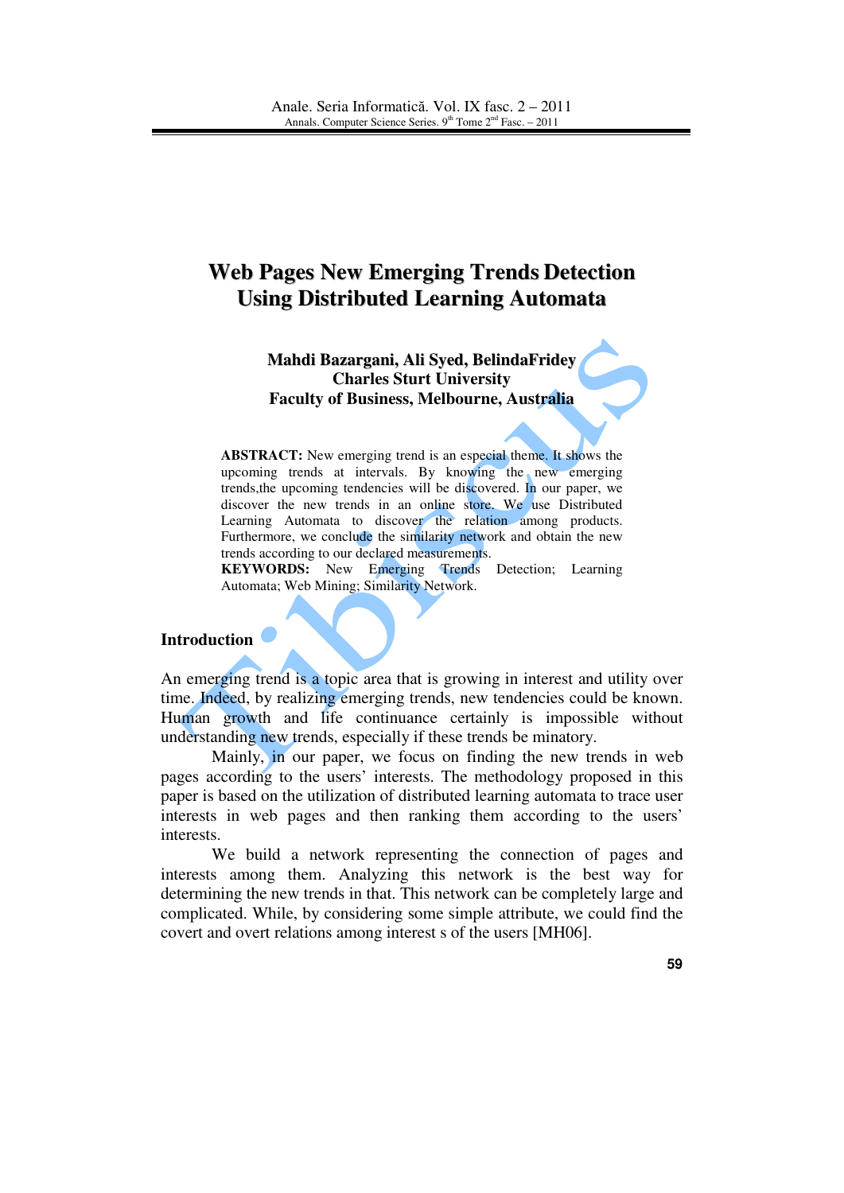# Web Pages New Emerging Trends Detection Using Distributed Learning Automata

**Mahdi Bazargani, Ali Syed, BelindaFridey**
**Charles Sturt University**
**Faculty of Business, Melbourne, Australia**

**ABSTRACT:** New emerging trend is an especial theme. It shows the upcoming trends at intervals. By knowing the new emerging trends,the upcoming tendencies will be discovered. In our paper, we discover the new trends in an online store. We use Distributed Learning Automata to discover the relation among products. Furthermore, we conclude the similarity network and obtain the new trends according to our declared measurements.

**KEYWORDS:** New Emerging Trends Detection; Learning Automata; Web Mining; Similarity Network.

## Introduction

An emerging trend is a topic area that is growing in interest and utility over time. Indeed, by realizing emerging trends, new tendencies could be known. Human growth and life continuance certainly is impossible without understanding new trends, especially if these trends be minatory.

Mainly, in our paper, we focus on finding the new trends in web pages according to the users' interests. The methodology proposed in this paper is based on the utilization of distributed learning automata to trace user interests in web pages and then ranking them according to the users' interests.

We build a network representing the connection of pages and interests among them. Analyzing this network is the best way for determining the new trends in that. This network can be completely large and complicated. While, by considering some simple attribute, we could find the covert and overt relations among interest s of the users [MH06].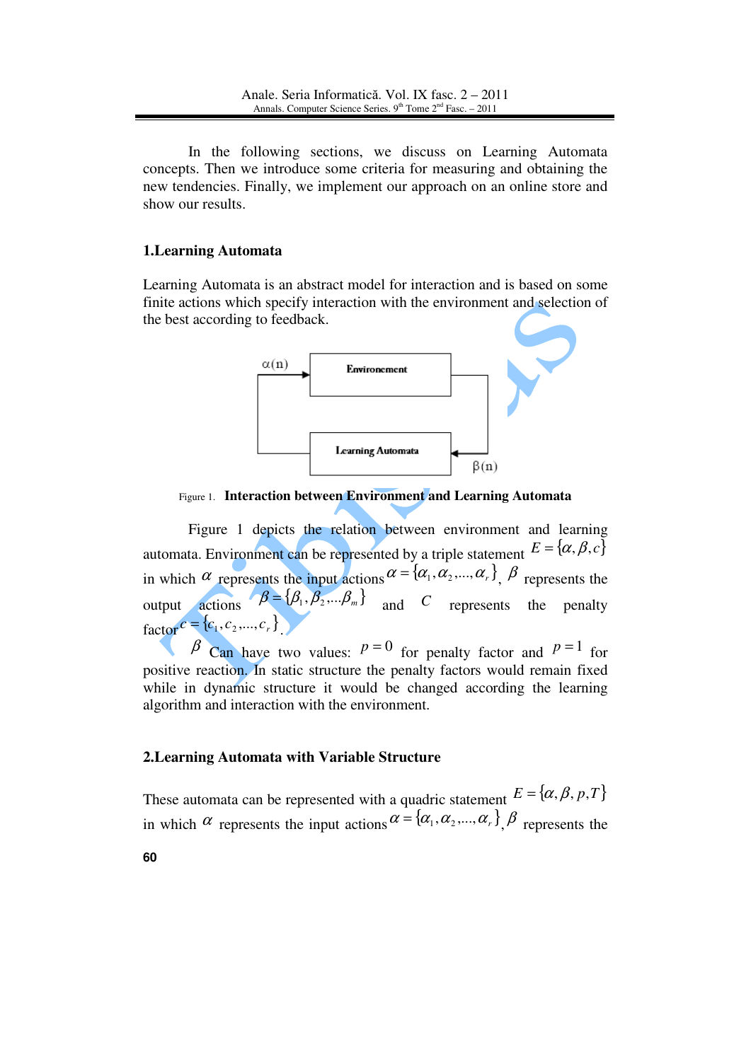In the following sections, we discuss on Learning Automata concepts. Then we introduce some criteria for measuring and obtaining the new tendencies. Finally, we implement our approach on an online store and show our results.

## 1.Learning Automata

Learning Automata is an abstract model for interaction and is based on some finite actions which specify interaction with the environment and selection of the best according to feedback.

Figure 1. **Interaction between Environment and Learning Automata**

Figure 1 depicts the relation between environment and learning automata. Environment can be represented by a triple statement $E = \{\alpha, \beta, c\}$ in which $\alpha$ represents the input actions $\alpha = \{\alpha_1, \alpha_2, ..., \alpha_r\}$, $\beta$ represents the output actions $\beta = \{\beta_1, \beta_2, ...\beta_m\}$ and $C$ represents the penalty factor $c = \{c_1, c_2, ..., c_r\}$.

$\beta$ Can have two values: $p = 0$ for penalty factor and $p = 1$ for positive reaction. In static structure the penalty factors would remain fixed while in dynamic structure it would be changed according the learning algorithm and interaction with the environment.

## 2.Learning Automata with Variable Structure

These automata can be represented with a quadric statement $E = \{\alpha, \beta, p, T\}$ in which $\alpha$ represents the input actions $\alpha = \{\alpha_1, \alpha_2, ..., \alpha_r\}$, $\beta$ represents the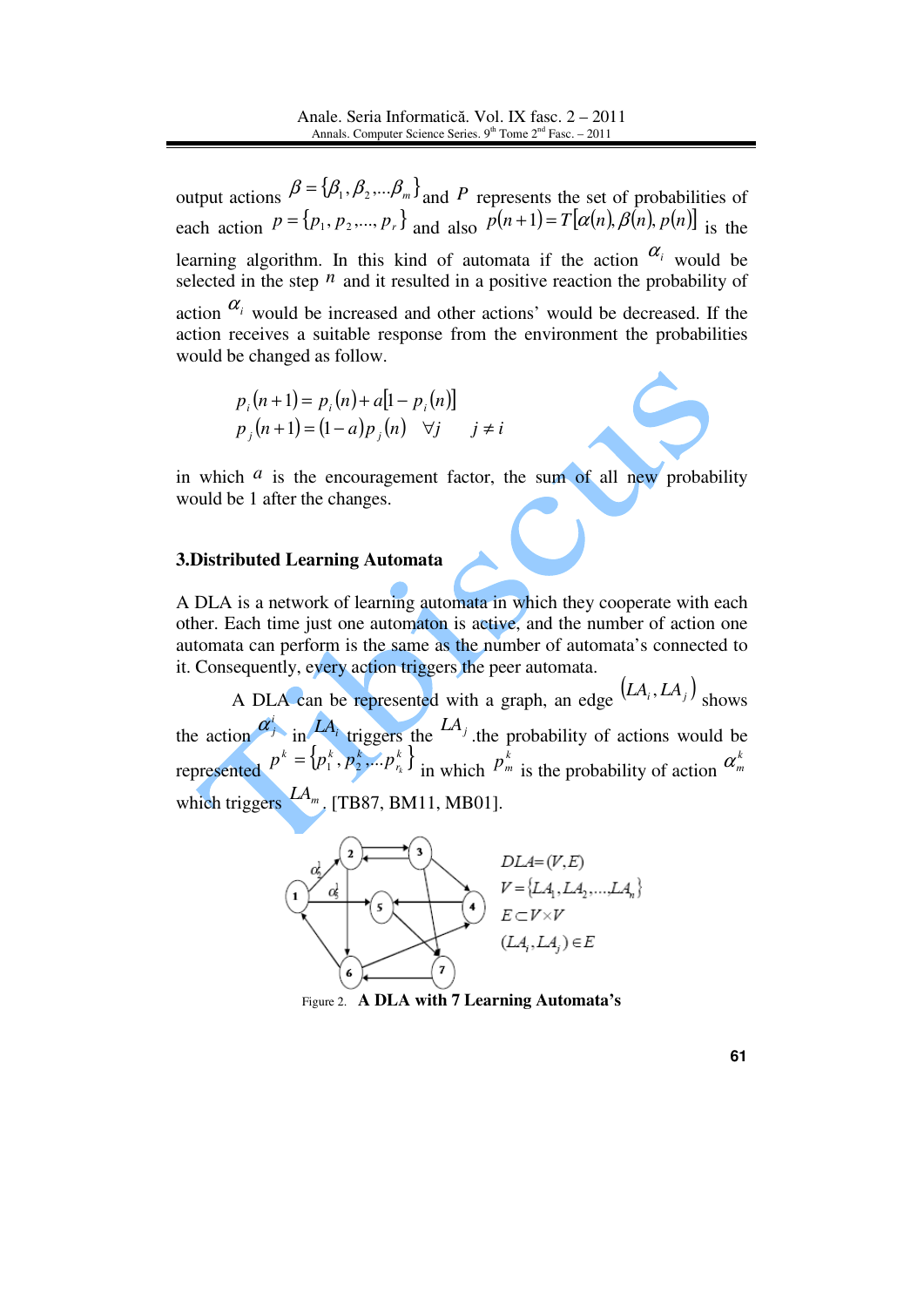output actions $\beta = \{\beta_1, \beta_2, ... \beta_m\}$ and $P$ represents the set of probabilities of each action $p = \{p_1, p_2, ..., p_r\}$ and also $p(n+1) = T[\alpha(n), \beta(n), p(n)]$ is the learning algorithm. In this kind of automata if the action $\alpha_i$ would be selected in the step $n$ and it resulted in a positive reaction the probability of action $\alpha_i$ would be increased and other actions' would be decreased. If the action receives a suitable response from the environment the probabilities would be changed as follow.

$$p_i(n+1) = p_i(n) + a[1 - p_i(n)]$$
$$p_j(n+1) = (1-a)p_j(n) \quad \forall j \quad j \neq i$$

in which $a$ is the encouragement factor, the sum of all new probability would be 1 after the changes.

## 3.Distributed Learning Automata

A DLA is a network of learning automata in which they cooperate with each other. Each time just one automaton is active, and the number of action one automata can perform is the same as the number of automata's connected to it. Consequently, every action triggers the peer automata.

A DLA can be represented with a graph, an edge $(LA_i, LA_j)$ shows the action $\alpha_j^i$ in $LA_i$ triggers the $LA_j$ .the probability of actions would be represented $p^k = \{p_1^k, p_2^k ... p_{r_k}^k\}$ in which $p_m^k$ is the probability of action $\alpha_m^k$ which triggers $LA_m$. [TB87, BM11, MB01].

$DLA = (V, E)$

$V = \{LA_1, LA_2, ..., LA_n\}$

$E \subset V \times V$

$(LA_i, LA_j) \in E$

Figure 2. **A DLA with 7 Learning Automata's**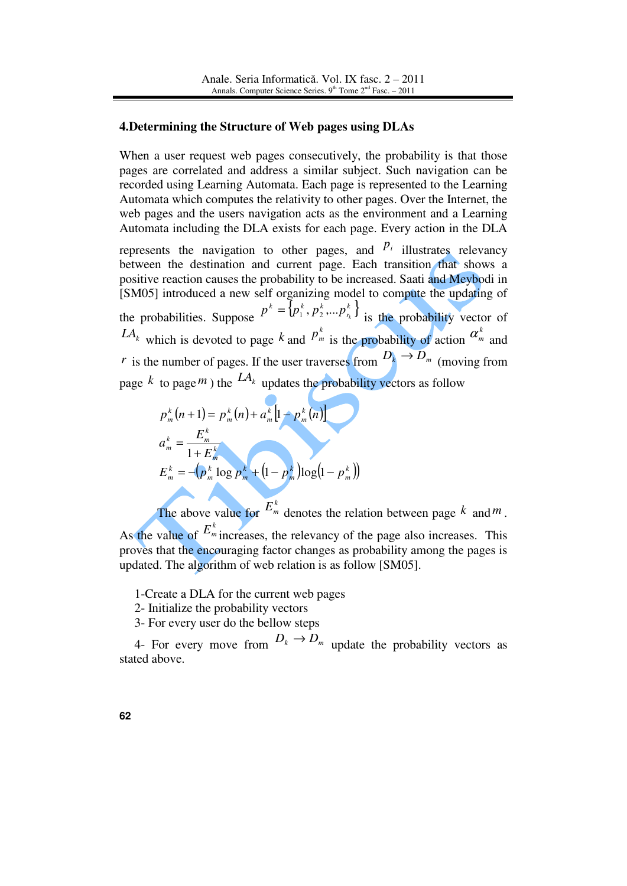### 4.Determining the Structure of Web pages using DLAs

When a user request web pages consecutively, the probability is that those pages are correlated and address a similar subject. Such navigation can be recorded using Learning Automata. Each page is represented to the Learning Automata which computes the relativity to other pages. Over the Internet, the web pages and the users navigation acts as the environment and a Learning Automata including the DLA exists for each page. Every action in the DLA represents the navigation to other pages, and $p_i$ illustrates relevancy between the destination and current page. Each transition that shows a positive reaction causes the probability to be increased. Saati and Meybodi in [SM05] introduced a new self organizing model to compute the updating of the probabilities. Suppose $p^k = \{p_1^k, p_2^k, \ldots p_{r_k}^k\}$ is the probability vector of $LA_k$ which is devoted to page $k$ and $p_m^k$ is the probability of action $\alpha_m^k$ and $r$ is the number of pages. If the user traverses from $D_k \rightarrow D_m$ (moving from page $k$ to page $m$) the $LA_k$ updates the probability vectors as follow

$$p_m^k(n+1) = p_m^k(n) + a_m^k\left[1 - p_m^k(n)\right]$$

$$a_m^k = \frac{E_m^k}{1 + E_m^k}$$

$$E_m^k = -\left(p_m^k \log p_m^k + \left(1 - p_m^k\right)\log\left(1 - p_m^k\right)\right)$$

The above value for $E_m^k$ denotes the relation between page $k$ and $m$. As the value of $E_m^k$ increases, the relevancy of the page also increases. This proves that the encouraging factor changes as probability among the pages is updated. The algorithm of web relation is as follow [SM05].

1-Create a DLA for the current web pages
2- Initialize the probability vectors
3- For every user do the bellow steps
4- For every move from $D_k \rightarrow D_m$ update the probability vectors as stated above.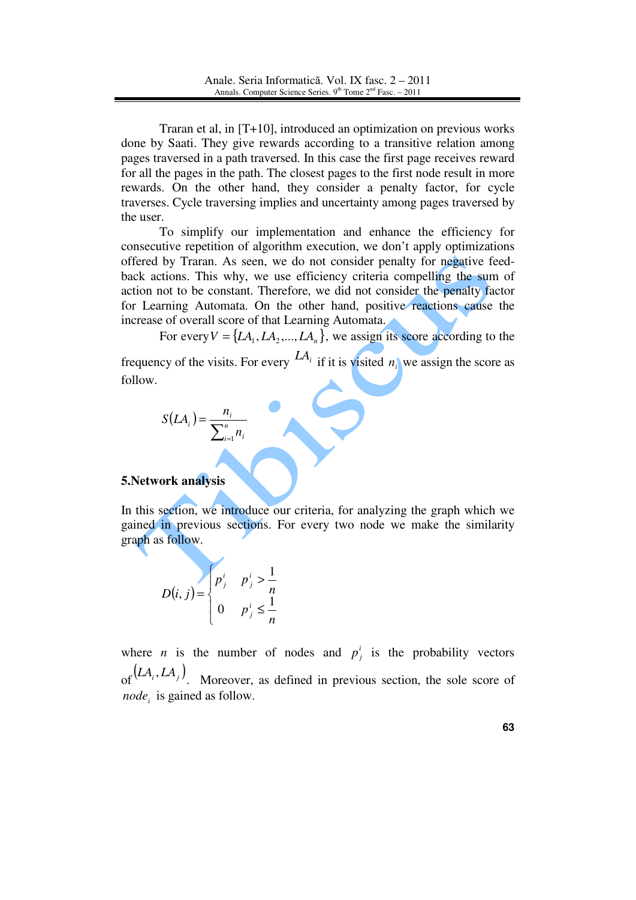Traran et al, in [T+10], introduced an optimization on previous works done by Saati. They give rewards according to a transitive relation among pages traversed in a path traversed. In this case the first page receives reward for all the pages in the path. The closest pages to the first node result in more rewards. On the other hand, they consider a penalty factor, for cycle traverses. Cycle traversing implies and uncertainty among pages traversed by the user.

To simplify our implementation and enhance the efficiency for consecutive repetition of algorithm execution, we don't apply optimizations offered by Traran. As seen, we do not consider penalty for negative feed-back actions. This why, we use efficiency criteria compelling the sum of action not to be constant. Therefore, we did not consider the penalty factor for Learning Automata. On the other hand, positive reactions cause the increase of overall score of that Learning Automata.

For every $V = \{LA_1, LA_2, ..., LA_n\}$, we assign its score according to the frequency of the visits. For every $LA_i$ if it is visited $n_i$ we assign the score as follow.

$$S(LA_i) = \frac{n_i}{\sum_{i=1}^{n} n_i}$$

## 5.Network analysis

In this section, we introduce our criteria, for analyzing the graph which we gained in previous sections. For every two node we make the similarity graph as follow.

$$D(i,j) = \begin{cases} p_j^i & p_j^i > \frac{1}{n} \\ 0 & p_j^i \leq \frac{1}{n} \end{cases}$$

where $n$ is the number of nodes and $p_j^i$ is the probability vectors of $(LA_i, LA_j)$. Moreover, as defined in previous section, the sole score of $node_i$ is gained as follow.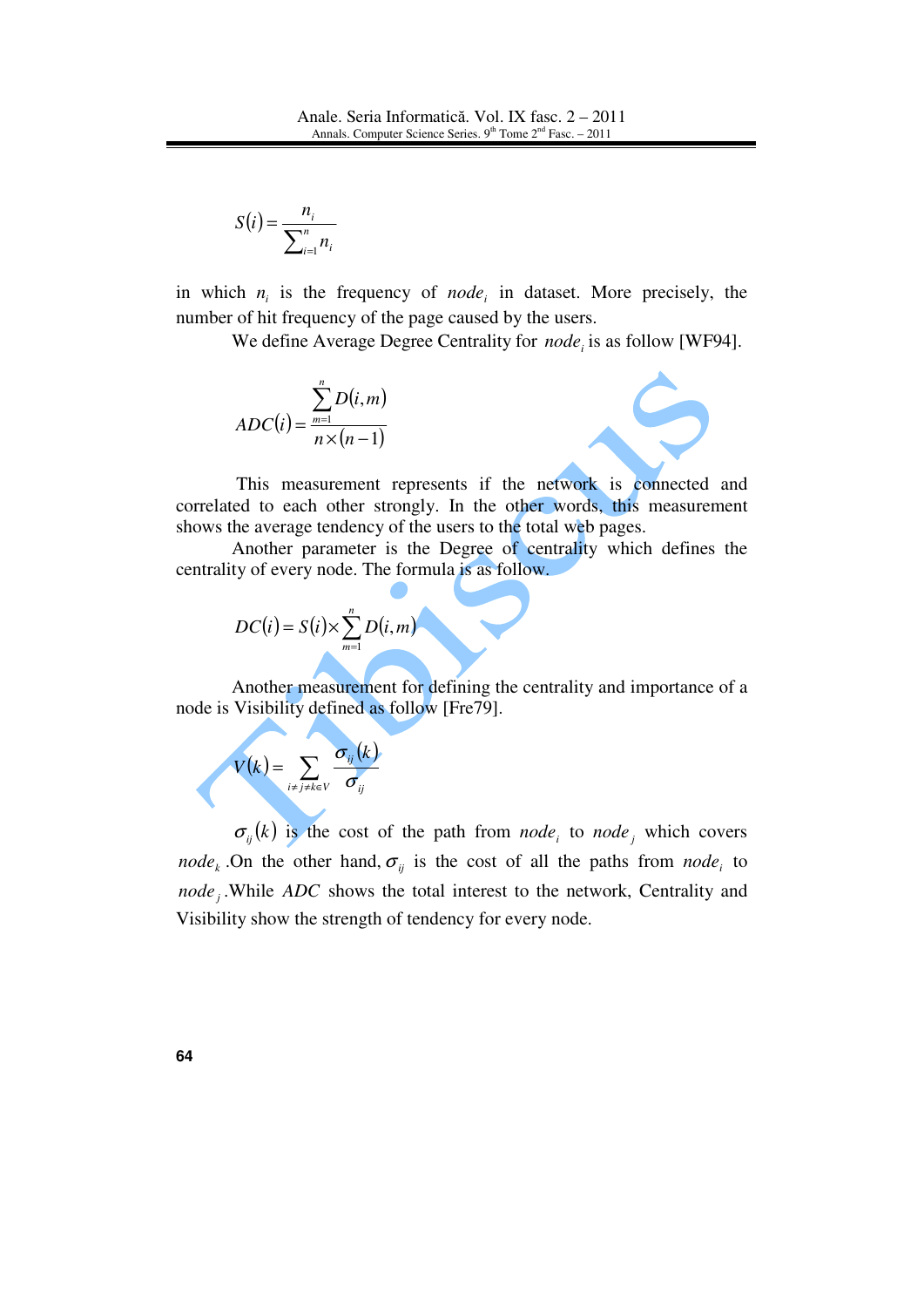$$S(i) = \frac{n_i}{\sum_{i=1}^{n} n_i}$$

in which $n_i$ is the frequency of $node_i$ in dataset. More precisely, the number of hit frequency of the page caused by the users.

We define Average Degree Centrality for $node_i$ is as follow [WF94].

$$ADC(i) = \frac{\sum_{m=1}^{n} D(i,m)}{n \times (n-1)}$$

This measurement represents if the network is connected and correlated to each other strongly. In the other words, this measurement shows the average tendency of the users to the total web pages.

Another parameter is the Degree of centrality which defines the centrality of every node. The formula is as follow.

$$DC(i) = S(i) \times \sum_{m=1}^{n} D(i,m)$$

Another measurement for defining the centrality and importance of a node is Visibility defined as follow [Fre79].

$$V(k) = \sum_{i \neq j \neq k \in V} \frac{\sigma_{ij}(k)}{\sigma_{ij}}$$

$\sigma_{ij}(k)$ is the cost of the path from $node_i$ to $node_j$ which covers $node_k$ .On the other hand, $\sigma_{ij}$ is the cost of all the paths from $node_i$ to $node_j$.While $ADC$ shows the total interest to the network, Centrality and Visibility show the strength of tendency for every node.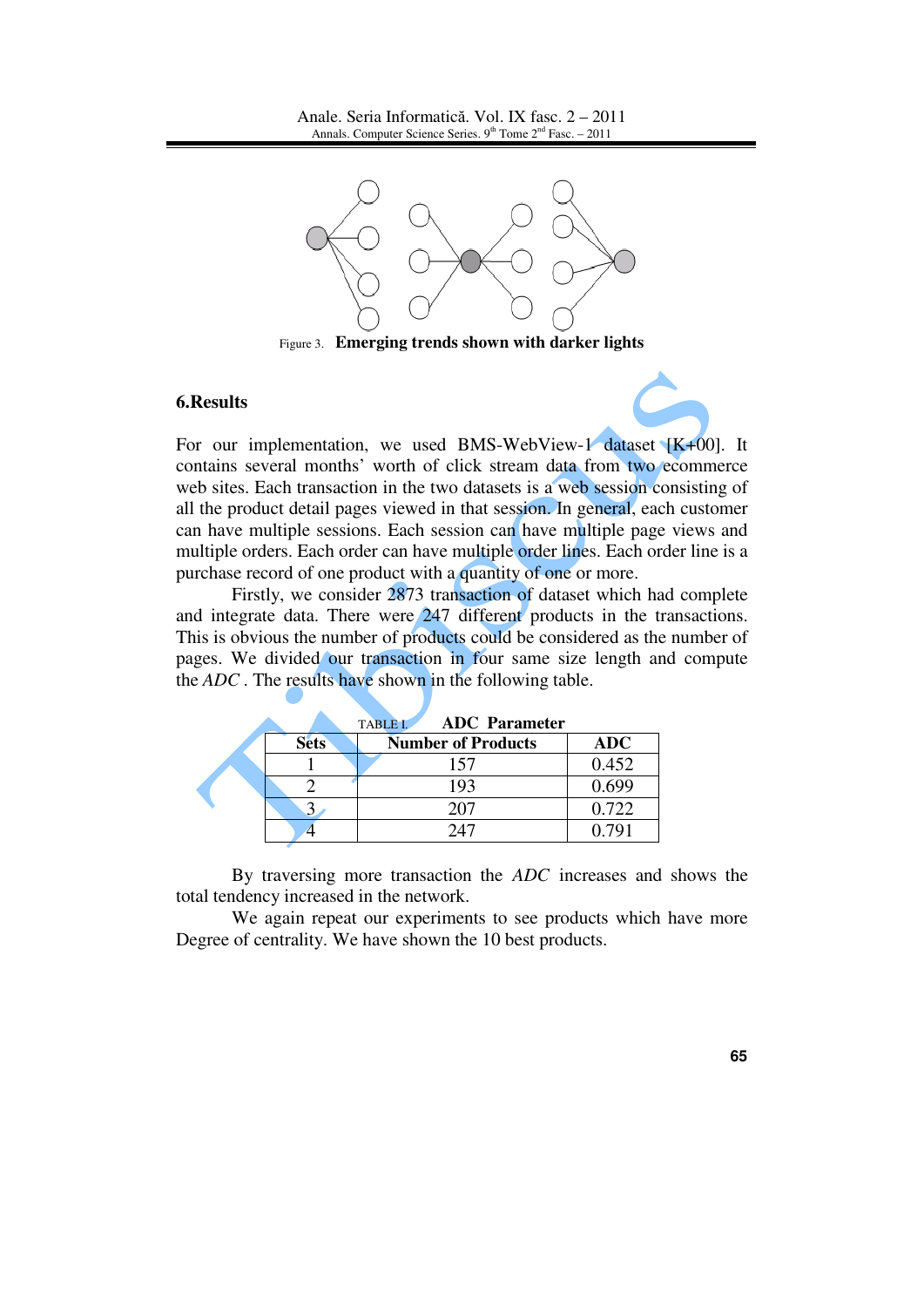Figure 3. **Emerging trends shown with darker lights**

## 6.Results

For our implementation, we used BMS-WebView-1 dataset [K+00]. It contains several months' worth of click stream data from two ecommerce web sites. Each transaction in the two datasets is a web session consisting of all the product detail pages viewed in that session. In general, each customer can have multiple sessions. Each session can have multiple page views and multiple orders. Each order can have multiple order lines. Each order line is a purchase record of one product with a quantity of one or more.

Firstly, we consider 2873 transaction of dataset which had complete and integrate data. There were 247 different products in the transactions. This is obvious the number of products could be considered as the number of pages. We divided our transaction in four same size length and compute the *ADC* . The results have shown in the following table.

TABLE I. **ADC Parameter**

| Sets | Number of Products | ADC |
|---|---|---|
| 1 | 157 | 0.452 |
| 2 | 193 | 0.699 |
| 3 | 207 | 0.722 |
| 4 | 247 | 0.791 |

By traversing more transaction the *ADC* increases and shows the total tendency increased in the network.

We again repeat our experiments to see products which have more Degree of centrality. We have shown the 10 best products.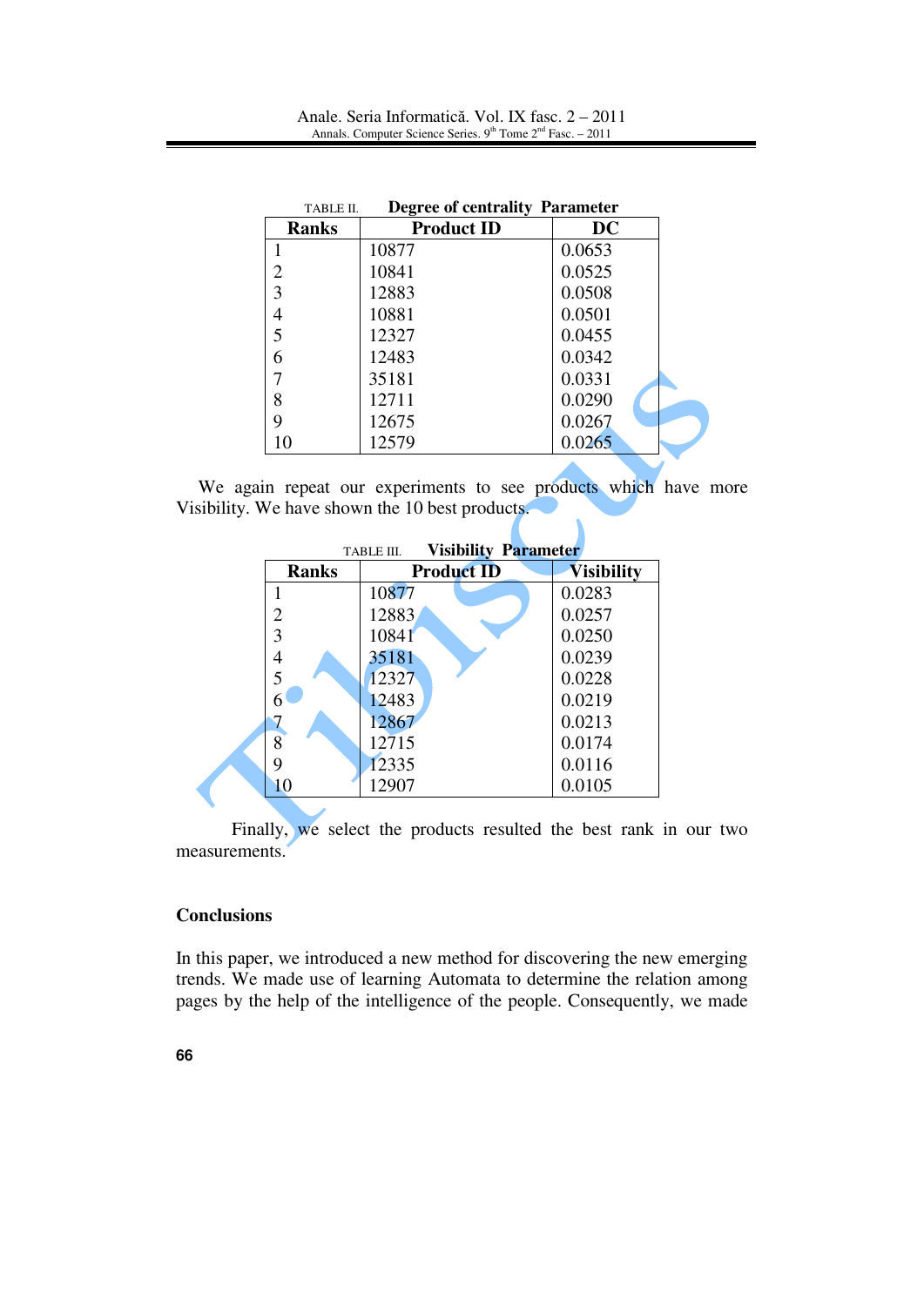TABLE II. **Degree of centrality Parameter**

| Ranks | Product ID | DC |
|---|---|---|
| 1 | 10877 | 0.0653 |
| 2 | 10841 | 0.0525 |
| 3 | 12883 | 0.0508 |
| 4 | 10881 | 0.0501 |
| 5 | 12327 | 0.0455 |
| 6 | 12483 | 0.0342 |
| 7 | 35181 | 0.0331 |
| 8 | 12711 | 0.0290 |
| 9 | 12675 | 0.0267 |
| 10 | 12579 | 0.0265 |

We again repeat our experiments to see products which have more Visibility. We have shown the 10 best products.

TABLE III. **Visibility Parameter**

| Ranks | Product ID | Visibility |
|---|---|---|
| 1 | 10877 | 0.0283 |
| 2 | 12883 | 0.0257 |
| 3 | 10841 | 0.0250 |
| 4 | 35181 | 0.0239 |
| 5 | 12327 | 0.0228 |
| 6 | 12483 | 0.0219 |
| 7 | 12867 | 0.0213 |
| 8 | 12715 | 0.0174 |
| 9 | 12335 | 0.0116 |
| 10 | 12907 | 0.0105 |

Finally, we select the products resulted the best rank in our two measurements.

## Conclusions

In this paper, we introduced a new method for discovering the new emerging trends. We made use of learning Automata to determine the relation among pages by the help of the intelligence of the people. Consequently, we made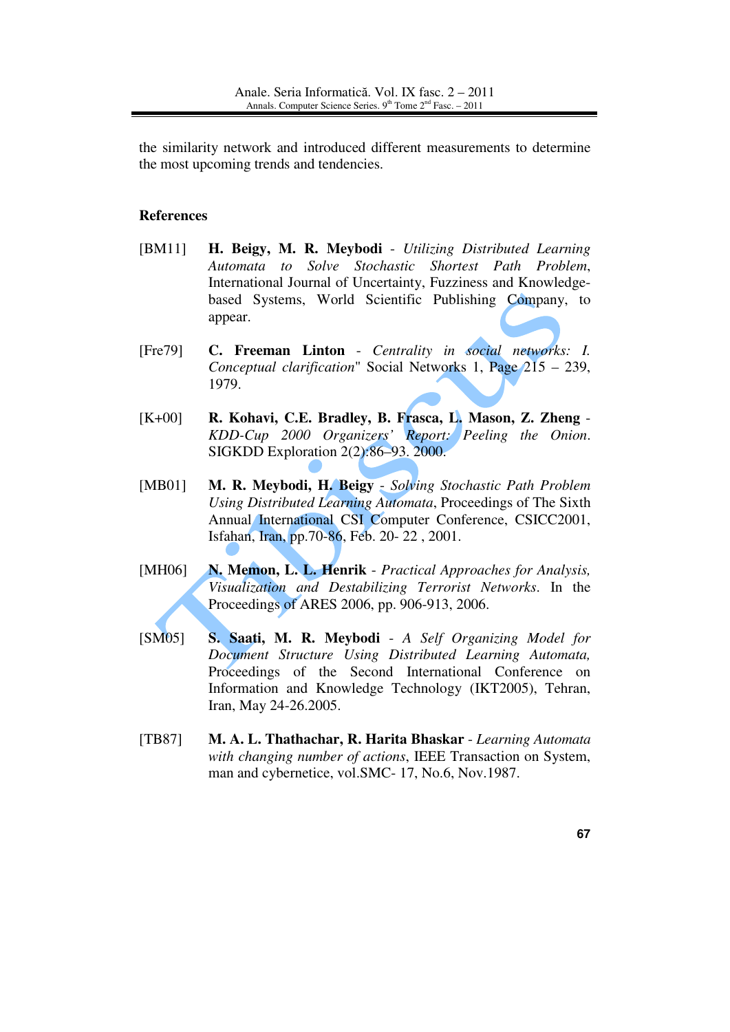the similarity network and introduced different measurements to determine the most upcoming trends and tendencies.

## References

[BM11] **H. Beigy, M. R. Meybodi** - *Utilizing Distributed Learning Automata to Solve Stochastic Shortest Path Problem*, International Journal of Uncertainty, Fuzziness and Knowledge-based Systems, World Scientific Publishing Company, to appear.

[Fre79] **C. Freeman Linton** - *Centrality in social networks: I. Conceptual clarification*" Social Networks 1, Page 215 – 239, 1979.

[K+00] **R. Kohavi, C.E. Bradley, B. Frasca, L. Mason, Z. Zheng** - *KDD-Cup 2000 Organizers' Report: Peeling the Onion*. SIGKDD Exploration 2(2):86–93. 2000.

[MB01] **M. R. Meybodi, H. Beigy** - *Solving Stochastic Path Problem Using Distributed Learning Automata*, Proceedings of The Sixth Annual International CSI Computer Conference, CSICC2001, Isfahan, Iran, pp.70-86, Feb. 20- 22 , 2001.

[MH06] **N. Memon, L. L. Henrik** - *Practical Approaches for Analysis, Visualization and Destabilizing Terrorist Networks*. In the Proceedings of ARES 2006, pp. 906-913, 2006.

[SM05] **S. Saati, M. R. Meybodi** - *A Self Organizing Model for Document Structure Using Distributed Learning Automata,* Proceedings of the Second International Conference on Information and Knowledge Technology (IKT2005), Tehran, Iran, May 24-26.2005.

[TB87] **M. A. L. Thathachar, R. Harita Bhaskar** - *Learning Automata with changing number of actions*, IEEE Transaction on System, man and cybernetice, vol.SMC- 17, No.6, Nov.1987.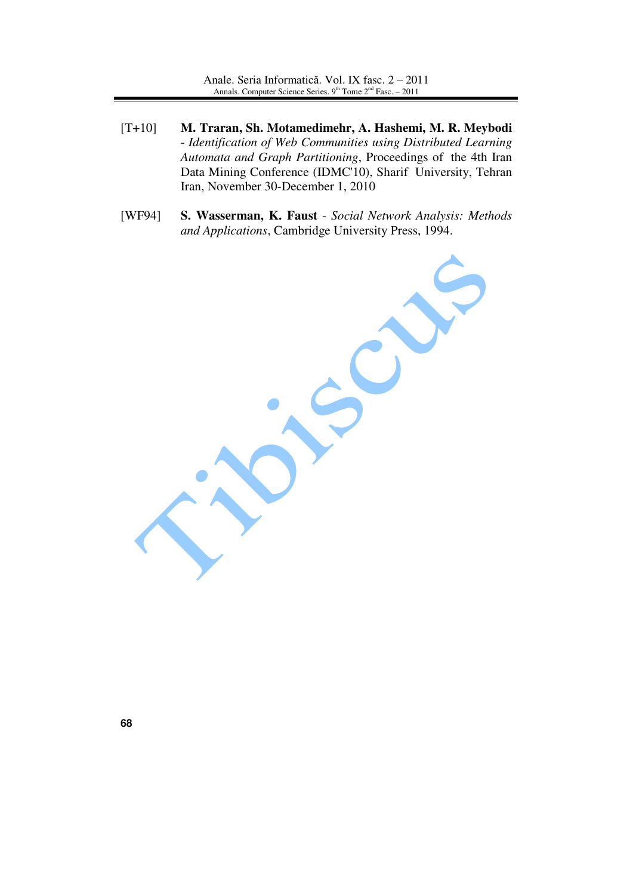[T+10] **M. Traran, Sh. Motamedimehr, A. Hashemi, M. R. Meybodi** - *Identification of Web Communities using Distributed Learning Automata and Graph Partitioning*, Proceedings of the 4th Iran Data Mining Conference (IDMC'10), Sharif University, Tehran Iran, November 30-December 1, 2010

[WF94] **S. Wasserman, K. Faust** - *Social Network Analysis: Methods and Applications*, Cambridge University Press, 1994.